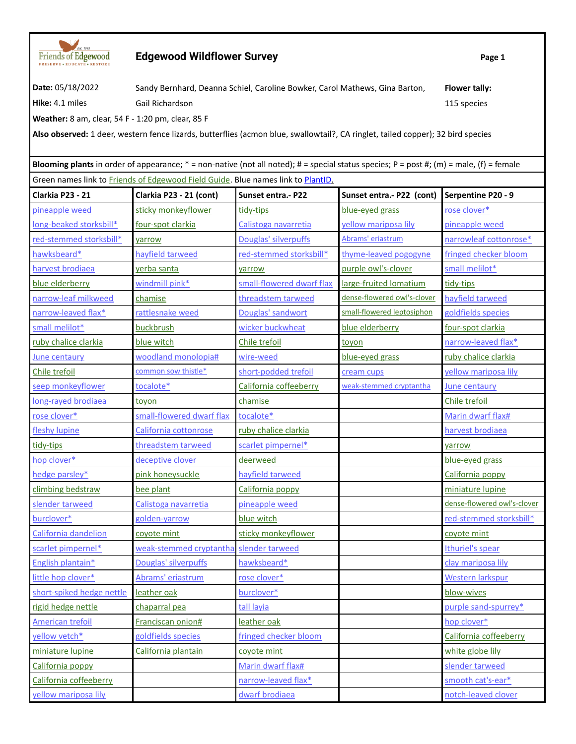Friends of Edgewood — Est. 1993 — PRESERVE • EDUCATE • RESTORE

# Edgewood Wildflower Survey

**Date:** 05/18/2022

**Hike:** 4.1 miles

Sandy Bernhard, Deanna Schiel, Caroline Bowker, Carol Mathews, Gina Barton, Gail Richardson

**Flower tally:** 115 species

**Weather:** 8 am, clear, 54 F - 1:20 pm, clear, 85 F

**Also observed:** 1 deer, western fence lizards, butterflies (acmon blue, swallowtail?, CA ringlet, tailed copper); 32 bird species

**Blooming plants** in order of appearance; * = non-native (not all noted); # = special status species; P = post #; (m) = male, (f) = female

Green names link to Friends of Edgewood Field Guide. Blue names link to PlantID.

| Clarkia P23 - 21 | Clarkia P23 - 21 (cont) | Sunset entra.- P22 | Sunset entra.- P22 (cont) | Serpentine P20 - 9 |
|---|---|---|---|---|
| pineapple weed | sticky monkeyflower | tidy-tips | blue-eyed grass | rose clover* |
| long-beaked storksbill* | four-spot clarkia | Calistoga navarretia | yellow mariposa lily | pineapple weed |
| red-stemmed storksbill* | yarrow | Douglas' silverpuffs | Abrams' eriastrum | narrowleaf cottonrose* |
| hawksbeard* | hayfield tarweed | red-stemmed storksbill* | thyme-leaved pogogyne | fringed checker bloom |
| harvest brodiaea | yerba santa | yarrow | purple owl's-clover | small melilot* |
| blue elderberry | windmill pink* | small-flowered dwarf flax | large-fruited lomatium | tidy-tips |
| narrow-leaf milkweed | chamise | threadstem tarweed | dense-flowered owl's-clover | hayfield tarweed |
| narrow-leaved flax* | rattlesnake weed | Douglas' sandwort | small-flowered leptosiphon | goldfields species |
| small melilot* | buckbrush | wicker buckwheat | blue elderberry | four-spot clarkia |
| ruby chalice clarkia | blue witch | Chile trefoil | toyon | narrow-leaved flax* |
| June centaury | woodland monolopia# | wire-weed | blue-eyed grass | ruby chalice clarkia |
| Chile trefoil | common sow thistle* | short-podded trefoil | cream cups | yellow mariposa lily |
| seep monkeyflower | tocalote* | California coffeeberry | weak-stemmed cryptantha | June centaury |
| long-rayed brodiaea | toyon | chamise | | Chile trefoil |
| rose clover* | small-flowered dwarf flax | tocalote* | | Marin dwarf flax# |
| fleshy lupine | California cottonrose | ruby chalice clarkia | | harvest brodiaea |
| tidy-tips | threadstem tarweed | scarlet pimpernel* | | yarrow |
| hop clover* | deceptive clover | deerweed | | blue-eyed grass |
| hedge parsley* | pink honeysuckle | hayfield tarweed | | California poppy |
| climbing bedstraw | bee plant | California poppy | | miniature lupine |
| slender tarweed | Calistoga navarretia | pineapple weed | | dense-flowered owl's-clover |
| burclover* | golden-yarrow | blue witch | | red-stemmed storksbill* |
| California dandelion | coyote mint | sticky monkeyflower | | coyote mint |
| scarlet pimpernel* | weak-stemmed cryptantha | slender tarweed | | Ithuriel's spear |
| English plantain* | Douglas' silverpuffs | hawksbeard* | | clay mariposa lily |
| little hop clover* | Abrams' eriastrum | rose clover* | | Western larkspur |
| short-spiked hedge nettle | leather oak | burclover* | | blow-wives |
| rigid hedge nettle | chaparral pea | tall layia | | purple sand-spurrey* |
| American trefoil | Franciscan onion# | leather oak | | hop clover* |
| yellow vetch* | goldfields species | fringed checker bloom | | California coffeeberry |
| miniature lupine | California plantain | coyote mint | | white globe lily |
| California poppy | | Marin dwarf flax# | | slender tarweed |
| California coffeeberry | | narrow-leaved flax* | | smooth cat's-ear* |
| yellow mariposa lily | | dwarf brodiaea | | notch-leaved clover |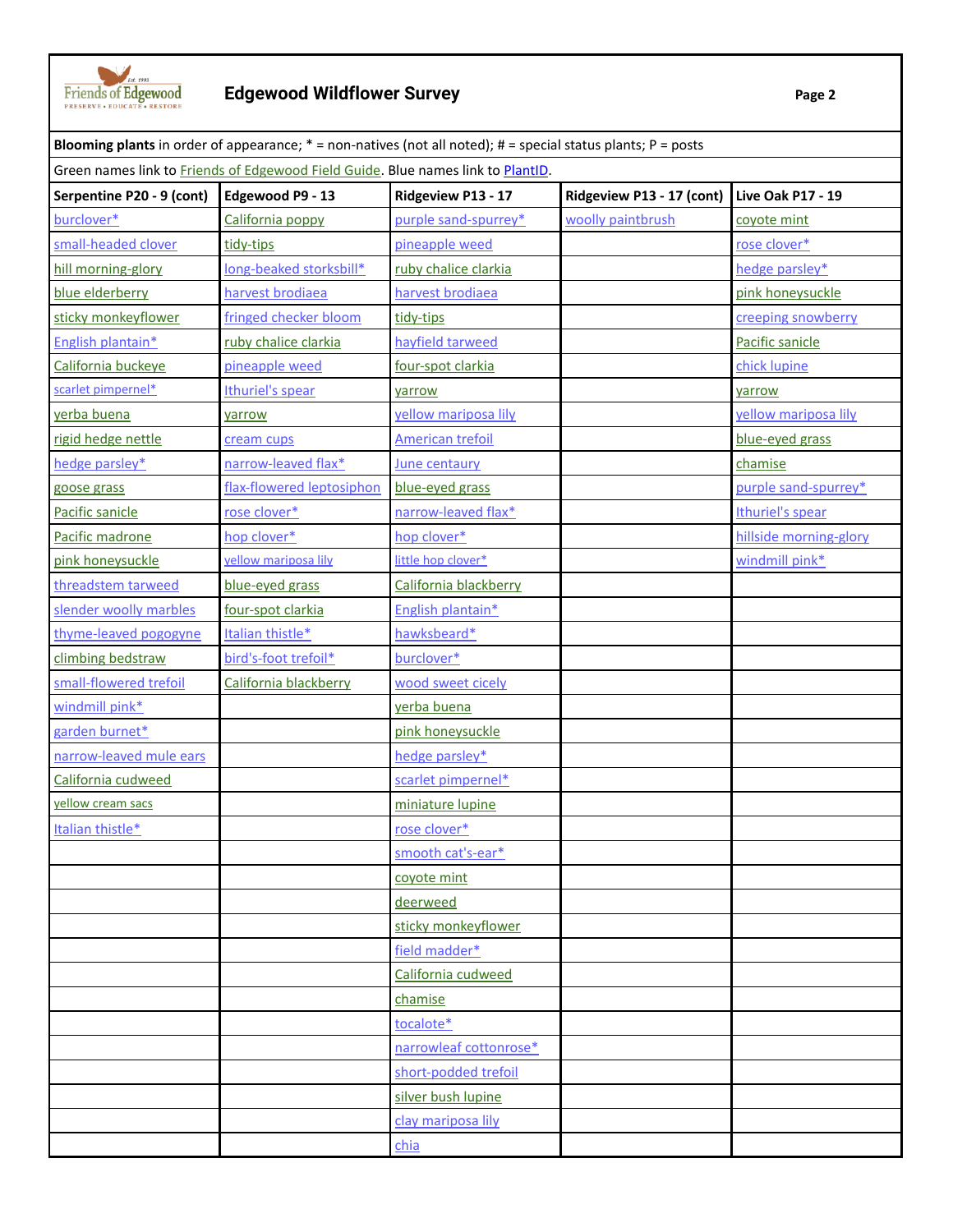# Edgewood Wildflower Survey

**Blooming plants** in order of appearance; * = non-natives (not all noted); # = special status plants; P = posts

Green names link to Friends of Edgewood Field Guide. Blue names link to PlantID.

| Serpentine P20 - 9 (cont) | Edgewood P9 - 13 | Ridgeview P13 - 17 | Ridgeview P13 - 17 (cont) | Live Oak P17 - 19 |
|---|---|---|---|---|
| burclover* | California poppy | purple sand-spurrey* | woolly paintbrush | coyote mint |
| small-headed clover | tidy-tips | pineapple weed | | rose clover* |
| hill morning-glory | long-beaked storksbill* | ruby chalice clarkia | | hedge parsley* |
| blue elderberry | harvest brodiaea | harvest brodiaea | | pink honeysuckle |
| sticky monkeyflower | fringed checker bloom | tidy-tips | | creeping snowberry |
| English plantain* | ruby chalice clarkia | hayfield tarweed | | Pacific sanicle |
| California buckeye | pineapple weed | four-spot clarkia | | chick lupine |
| scarlet pimpernel* | Ithuriel's spear | yarrow | | yarrow |
| yerba buena | yarrow | yellow mariposa lily | | yellow mariposa lily |
| rigid hedge nettle | cream cups | American trefoil | | blue-eyed grass |
| hedge parsley* | narrow-leaved flax* | June centaury | | chamise |
| goose grass | flax-flowered leptosiphon | blue-eyed grass | | purple sand-spurrey* |
| Pacific sanicle | rose clover* | narrow-leaved flax* | | Ithuriel's spear |
| Pacific madrone | hop clover* | hop clover* | | hillside morning-glory |
| pink honeysuckle | yellow mariposa lily | little hop clover* | | windmill pink* |
| threadstem tarweed | blue-eyed grass | California blackberry | | |
| slender woolly marbles | four-spot clarkia | English plantain* | | |
| thyme-leaved pogogyne | Italian thistle* | hawksbeard* | | |
| climbing bedstraw | bird's-foot trefoil* | burclover* | | |
| small-flowered trefoil | California blackberry | wood sweet cicely | | |
| windmill pink* | | yerba buena | | |
| garden burnet* | | pink honeysuckle | | |
| narrow-leaved mule ears | | hedge parsley* | | |
| California cudweed | | scarlet pimpernel* | | |
| yellow cream sacs | | miniature lupine | | |
| Italian thistle* | | rose clover* | | |
| | | smooth cat's-ear* | | |
| | | coyote mint | | |
| | | deerweed | | |
| | | sticky monkeyflower | | |
| | | field madder* | | |
| | | California cudweed | | |
| | | chamise | | |
| | | tocalote* | | |
| | | narrowleaf cottonrose* | | |
| | | short-podded trefoil | | |
| | | silver bush lupine | | |
| | | clay mariposa lily | | |
| | | chia | | |